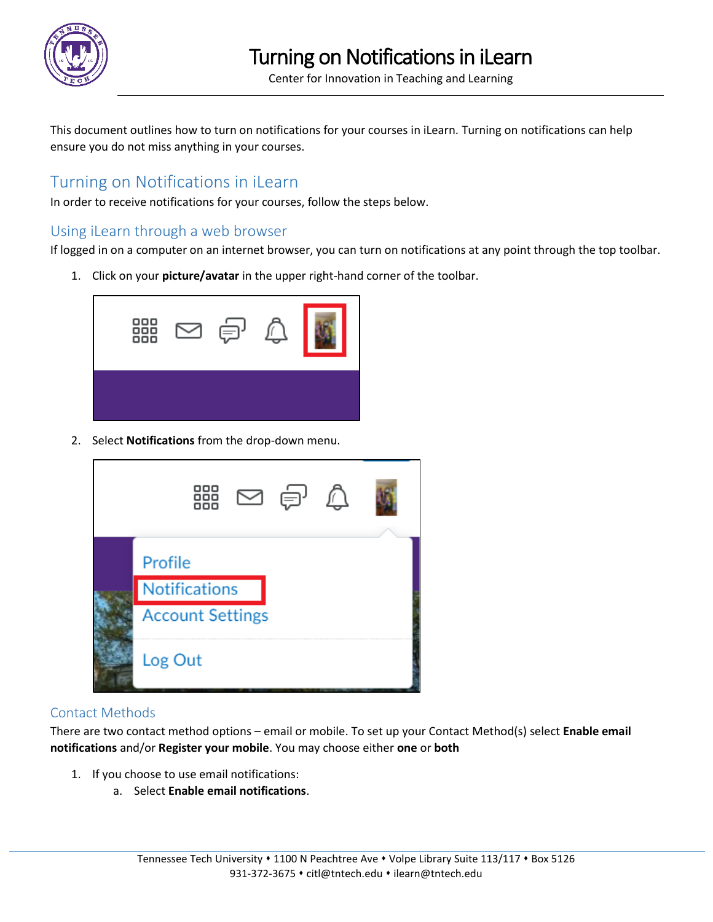# Turning on Notifications in iLearn

Center for Innovation in Teaching and Learning

This document outlines how to turn on notifications for your courses in iLearn. Turning on notifications can help ensure you do not miss anything in your courses.

## Turning on Notifications in iLearn

In order to receive notifications for your courses, follow the steps below.

### Using iLearn through a web browser

If logged in on a computer on an internet browser, you can turn on notifications at any point through the top toolbar.

1. Click on your **picture/avatar** in the upper right-hand corner of the toolbar.

2. Select **Notifications** from the drop-down menu.

### Contact Methods

There are two contact method options – email or mobile. To set up your Contact Method(s) select **Enable email notifications** and/or **Register your mobile**. You may choose either **one** or **both**

1. If you choose to use email notifications:
   a. Select **Enable email notifications**.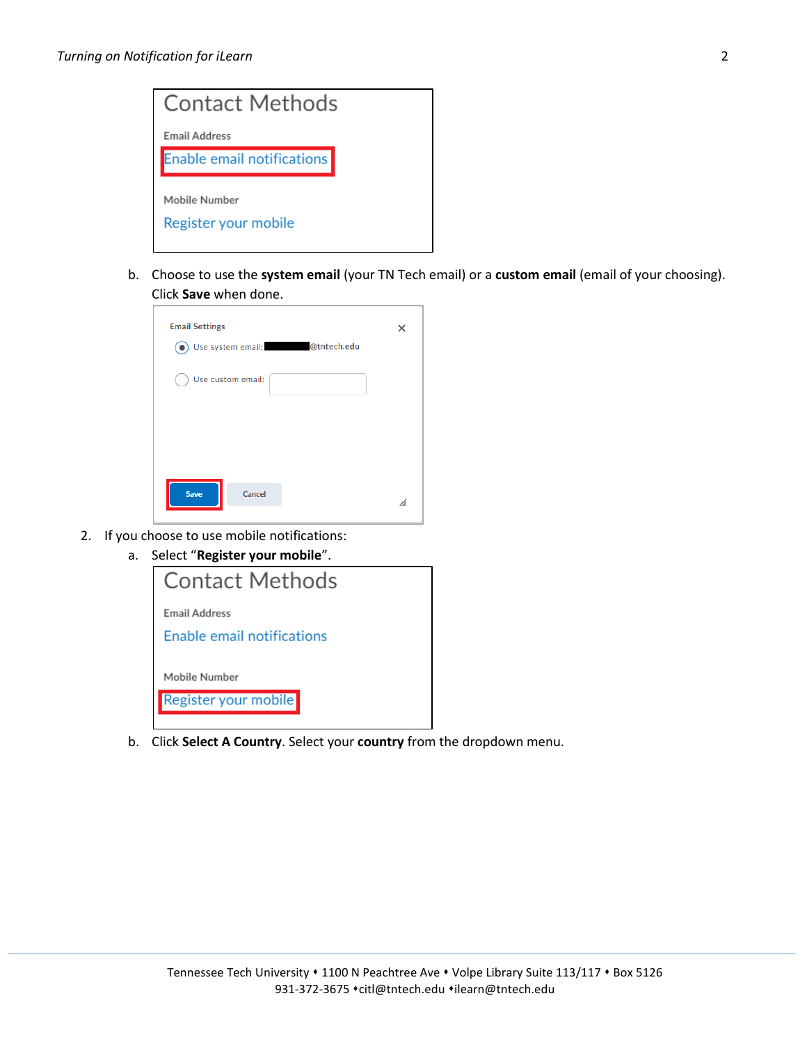Contact Methods

Email Address

Enable email notifications

Mobile Number

Register your mobile

b. Choose to use the **system email** (your TN Tech email) or a **custom email** (email of your choosing). Click **Save** when done.

Email Settings

Use system email: @tntech.edu

Use custom email:

Save Cancel

2. If you choose to use mobile notifications:
   a. Select "**Register your mobile**".

Contact Methods

Email Address

Enable email notifications

Mobile Number

Register your mobile

   b. Click **Select A Country**. Select your **country** from the dropdown menu.

Tennessee Tech University ⬩ 1100 N Peachtree Ave ⬩ Volpe Library Suite 113/117 ⬩ Box 5126
931-372-3675 ⬩citl@tntech.edu ⬩ilearn@tntech.edu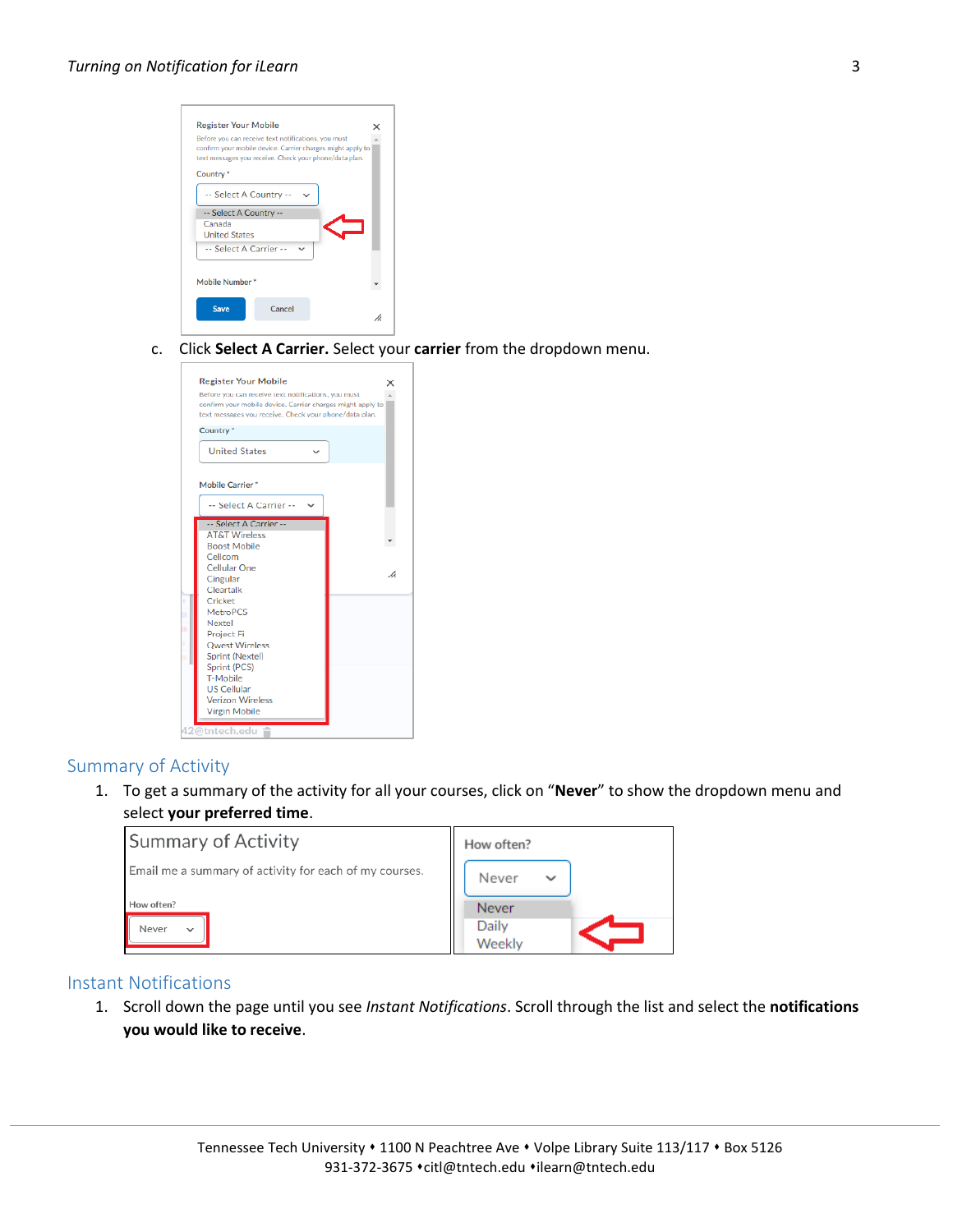c. Click **Select A Carrier.** Select your **carrier** from the dropdown menu.

## Summary of Activity

1. To get a summary of the activity for all your courses, click on "**Never**" to show the dropdown menu and select **your preferred time**.

## Instant Notifications

1. Scroll down the page until you see *Instant Notifications*. Scroll through the list and select the **notifications you would like to receive**.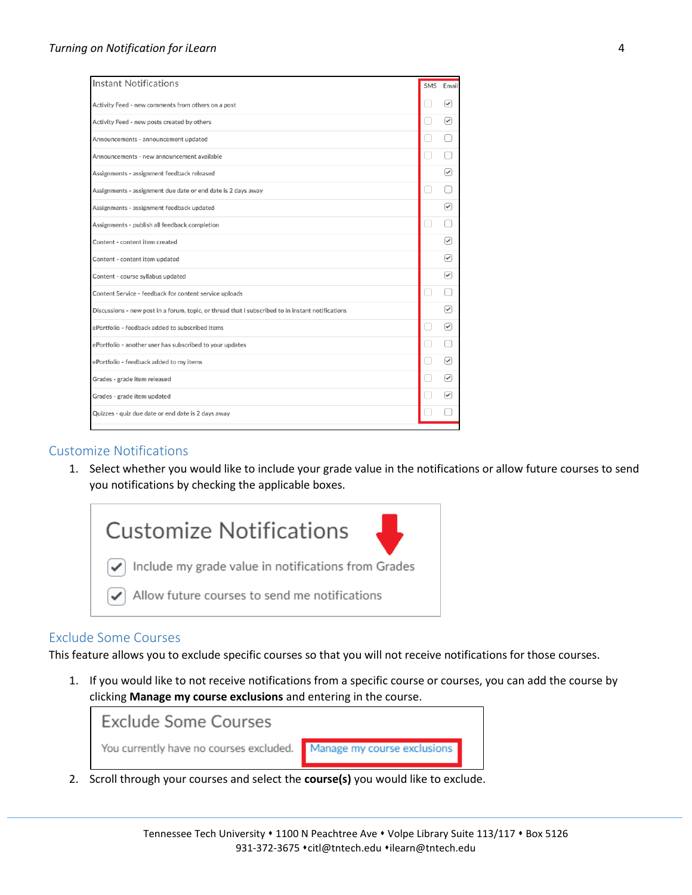| Instant Notifications | SMS | Email |
|---|---|---|
| Activity Feed - new comments from others on a post | ☐ | ☑ |
| Activity Feed - new posts created by others | ☐ | ☑ |
| Announcements - announcement updated | ☐ | ☐ |
| Announcements - new announcement available | ☐ | ☐ |
| Assignments - assignment feedback released | | ☑ |
| Assignments - assignment due date or end date is 2 days away | ☐ | ☐ |
| Assignments - assignment feedback updated | | ☑ |
| Assignments - publish all feedback completion | ☐ | ☐ |
| Content - content item created | | ☑ |
| Content - content item updated | | ☑ |
| Content - course syllabus updated | | ☑ |
| Content Service - feedback for content service uploads | ☐ | ☐ |
| Discussions - new post in a forum, topic, or thread that I subscribed to in instant notifications | | ☑ |
| ePortfolio - feedback added to subscribed items | ☐ | ☑ |
| ePortfolio - another user has subscribed to your updates | ☐ | ☐ |
| ePortfolio - feedback added to my items | ☐ | ☑ |
| Grades - grade item released | ☐ | ☑ |
| Grades - grade item updated | ☐ | ☑ |
| Quizzes - quiz due date or end date is 2 days away | ☐ | ☐ |

## Customize Notifications

1. Select whether you would like to include your grade value in the notifications or allow future courses to send you notifications by checking the applicable boxes.

**Customize Notifications**

- ☑ Include my grade value in notifications from Grades
- ☑ Allow future courses to send me notifications

## Exclude Some Courses

This feature allows you to exclude specific courses so that you will not receive notifications for those courses.

1. If you would like to not receive notifications from a specific course or courses, you can add the course by clicking **Manage my course exclusions** and entering in the course.

**Exclude Some Courses**

You currently have no courses excluded. Manage my course exclusions

2. Scroll through your courses and select the **course(s)** you would like to exclude.

Tennessee Tech University • 1100 N Peachtree Ave • Volpe Library Suite 113/117 • Box 5126
931-372-3675 • citl@tntech.edu • ilearn@tntech.edu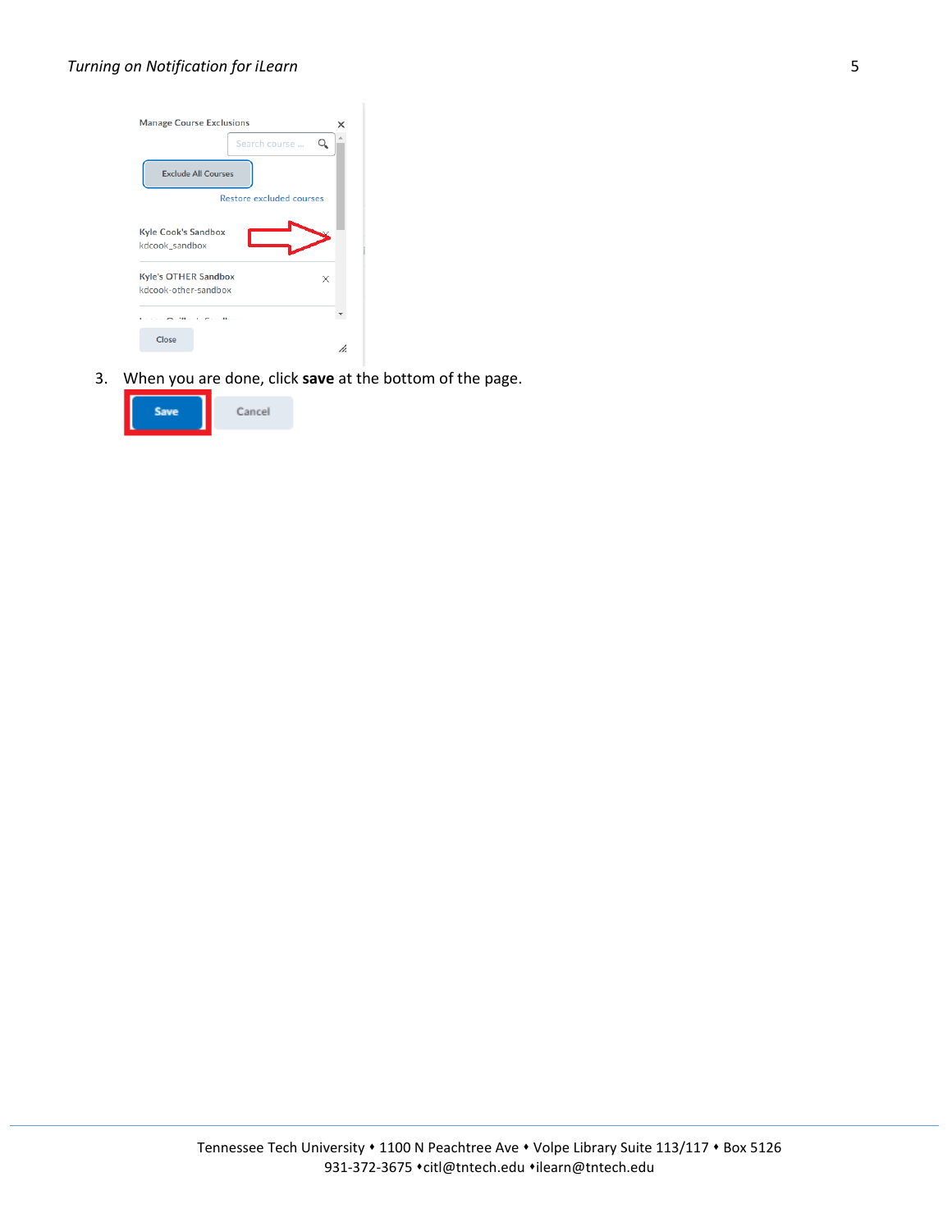3. When you are done, click **save** at the bottom of the page.